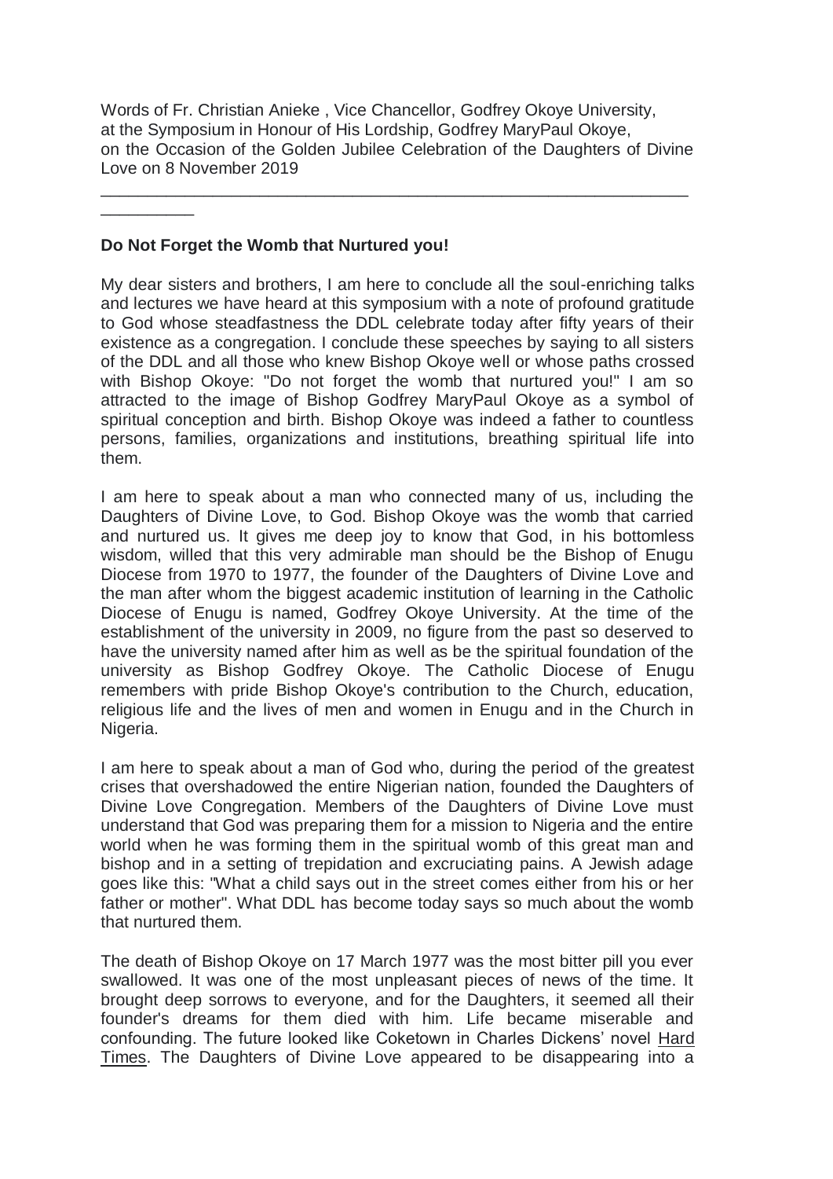Words of Fr. Christian Anieke , Vice Chancellor, Godfrey Okoye University, at the Symposium in Honour of His Lordship, Godfrey MaryPaul Okoye, on the Occasion of the Golden Jubilee Celebration of the Daughters of Divine Love on 8 November 2019

---

**Do Not Forget the Womb that Nurtured you!**

My dear sisters and brothers, I am here to conclude all the soul-enriching talks and lectures we have heard at this symposium with a note of profound gratitude to God whose steadfastness the DDL celebrate today after fifty years of their existence as a congregation. I conclude these speeches by saying to all sisters of the DDL and all those who knew Bishop Okoye well or whose paths crossed with Bishop Okoye: "Do not forget the womb that nurtured you!" I am so attracted to the image of Bishop Godfrey MaryPaul Okoye as a symbol of spiritual conception and birth. Bishop Okoye was indeed a father to countless persons, families, organizations and institutions, breathing spiritual life into them.

I am here to speak about a man who connected many of us, including the Daughters of Divine Love, to God. Bishop Okoye was the womb that carried and nurtured us. It gives me deep joy to know that God, in his bottomless wisdom, willed that this very admirable man should be the Bishop of Enugu Diocese from 1970 to 1977, the founder of the Daughters of Divine Love and the man after whom the biggest academic institution of learning in the Catholic Diocese of Enugu is named, Godfrey Okoye University. At the time of the establishment of the university in 2009, no figure from the past so deserved to have the university named after him as well as be the spiritual foundation of the university as Bishop Godfrey Okoye. The Catholic Diocese of Enugu remembers with pride Bishop Okoye's contribution to the Church, education, religious life and the lives of men and women in Enugu and in the Church in Nigeria.

I am here to speak about a man of God who, during the period of the greatest crises that overshadowed the entire Nigerian nation, founded the Daughters of Divine Love Congregation. Members of the Daughters of Divine Love must understand that God was preparing them for a mission to Nigeria and the entire world when he was forming them in the spiritual womb of this great man and bishop and in a setting of trepidation and excruciating pains. A Jewish adage goes like this: "What a child says out in the street comes either from his or her father or mother". What DDL has become today says so much about the womb that nurtured them.

The death of Bishop Okoye on 17 March 1977 was the most bitter pill you ever swallowed. It was one of the most unpleasant pieces of news of the time. It brought deep sorrows to everyone, and for the Daughters, it seemed all their founder's dreams for them died with him. Life became miserable and confounding. The future looked like Coketown in Charles Dickens' novel Hard Times. The Daughters of Divine Love appeared to be disappearing into a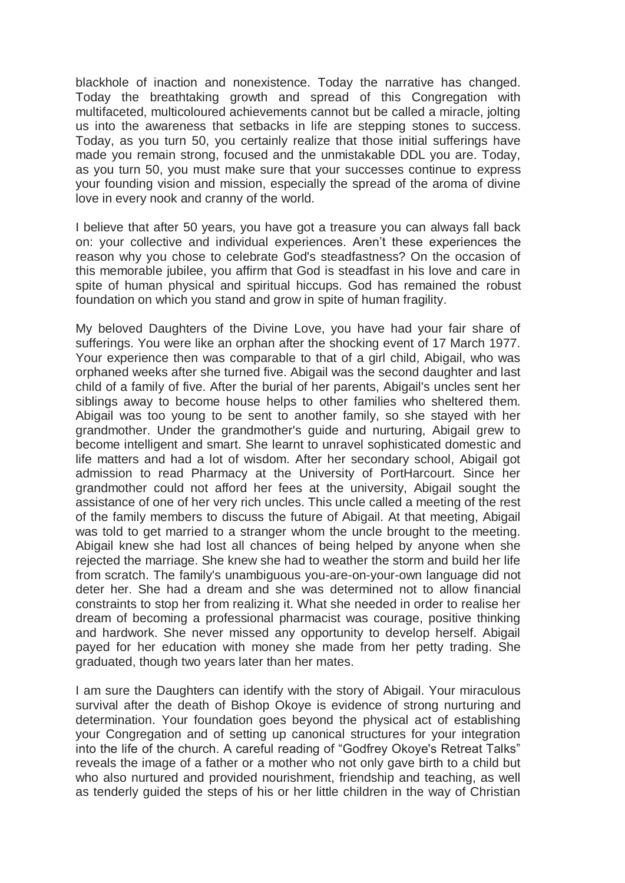blackhole of inaction and nonexistence. Today the narrative has changed. Today the breathtaking growth and spread of this Congregation with multifaceted, multicoloured achievements cannot but be called a miracle, jolting us into the awareness that setbacks in life are stepping stones to success. Today, as you turn 50, you certainly realize that those initial sufferings have made you remain strong, focused and the unmistakable DDL you are. Today, as you turn 50, you must make sure that your successes continue to express your founding vision and mission, especially the spread of the aroma of divine love in every nook and cranny of the world.

I believe that after 50 years, you have got a treasure you can always fall back on: your collective and individual experiences. Aren't these experiences the reason why you chose to celebrate God's steadfastness? On the occasion of this memorable jubilee, you affirm that God is steadfast in his love and care in spite of human physical and spiritual hiccups. God has remained the robust foundation on which you stand and grow in spite of human fragility.

My beloved Daughters of the Divine Love, you have had your fair share of sufferings. You were like an orphan after the shocking event of 17 March 1977. Your experience then was comparable to that of a girl child, Abigail, who was orphaned weeks after she turned five. Abigail was the second daughter and last child of a family of five. After the burial of her parents, Abigail's uncles sent her siblings away to become house helps to other families who sheltered them. Abigail was too young to be sent to another family, so she stayed with her grandmother. Under the grandmother's guide and nurturing, Abigail grew to become intelligent and smart. She learnt to unravel sophisticated domestic and life matters and had a lot of wisdom. After her secondary school, Abigail got admission to read Pharmacy at the University of PortHarcourt. Since her grandmother could not afford her fees at the university, Abigail sought the assistance of one of her very rich uncles. This uncle called a meeting of the rest of the family members to discuss the future of Abigail. At that meeting, Abigail was told to get married to a stranger whom the uncle brought to the meeting. Abigail knew she had lost all chances of being helped by anyone when she rejected the marriage. She knew she had to weather the storm and build her life from scratch. The family's unambiguous you-are-on-your-own language did not deter her. She had a dream and she was determined not to allow financial constraints to stop her from realizing it. What she needed in order to realise her dream of becoming a professional pharmacist was courage, positive thinking and hardwork. She never missed any opportunity to develop herself. Abigail payed for her education with money she made from her petty trading. She graduated, though two years later than her mates.

I am sure the Daughters can identify with the story of Abigail. Your miraculous survival after the death of Bishop Okoye is evidence of strong nurturing and determination. Your foundation goes beyond the physical act of establishing your Congregation and of setting up canonical structures for your integration into the life of the church. A careful reading of "Godfrey Okoye's Retreat Talks" reveals the image of a father or a mother who not only gave birth to a child but who also nurtured and provided nourishment, friendship and teaching, as well as tenderly guided the steps of his or her little children in the way of Christian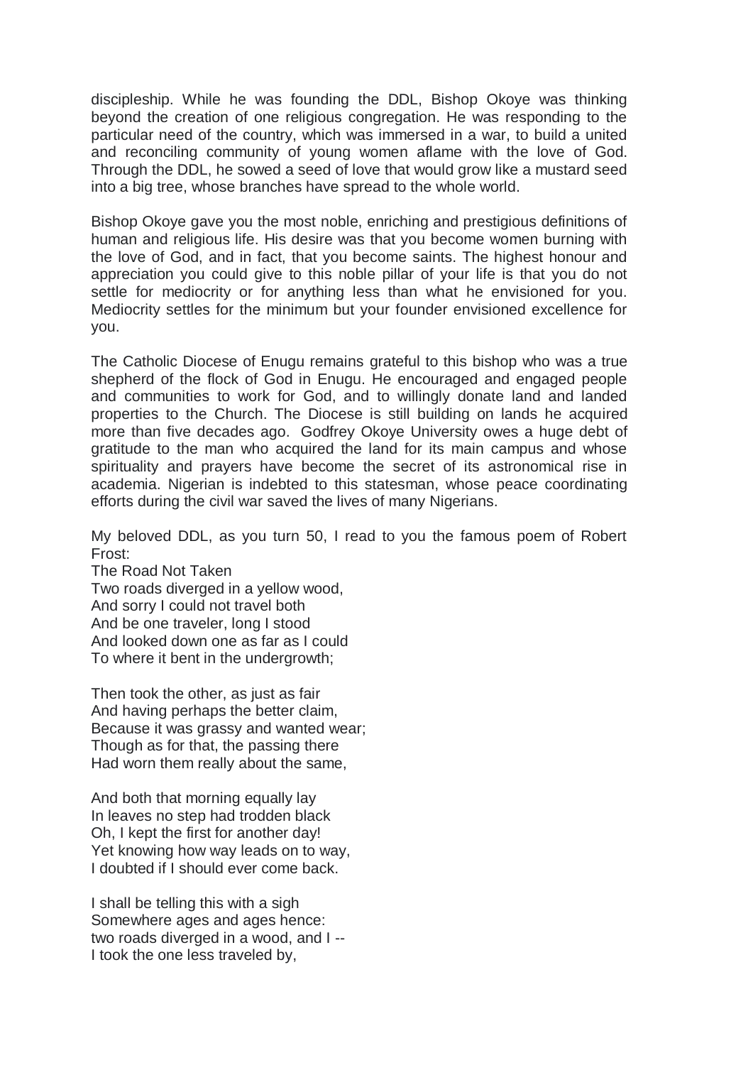discipleship. While he was founding the DDL, Bishop Okoye was thinking beyond the creation of one religious congregation. He was responding to the particular need of the country, which was immersed in a war, to build a united and reconciling community of young women aflame with the love of God. Through the DDL, he sowed a seed of love that would grow like a mustard seed into a big tree, whose branches have spread to the whole world.

Bishop Okoye gave you the most noble, enriching and prestigious definitions of human and religious life. His desire was that you become women burning with the love of God, and in fact, that you become saints. The highest honour and appreciation you could give to this noble pillar of your life is that you do not settle for mediocrity or for anything less than what he envisioned for you. Mediocrity settles for the minimum but your founder envisioned excellence for you.

The Catholic Diocese of Enugu remains grateful to this bishop who was a true shepherd of the flock of God in Enugu. He encouraged and engaged people and communities to work for God, and to willingly donate land and landed properties to the Church. The Diocese is still building on lands he acquired more than five decades ago. Godfrey Okoye University owes a huge debt of gratitude to the man who acquired the land for its main campus and whose spirituality and prayers have become the secret of its astronomical rise in academia. Nigerian is indebted to this statesman, whose peace coordinating efforts during the civil war saved the lives of many Nigerians.

My beloved DDL, as you turn 50, I read to you the famous poem of Robert Frost:

The Road Not Taken
Two roads diverged in a yellow wood,
And sorry I could not travel both
And be one traveler, long I stood
And looked down one as far as I could
To where it bent in the undergrowth;

Then took the other, as just as fair
And having perhaps the better claim,
Because it was grassy and wanted wear;
Though as for that, the passing there
Had worn them really about the same,

And both that morning equally lay
In leaves no step had trodden black
Oh, I kept the first for another day!
Yet knowing how way leads on to way,
I doubted if I should ever come back.

I shall be telling this with a sigh
Somewhere ages and ages hence:
two roads diverged in a wood, and I --
I took the one less traveled by,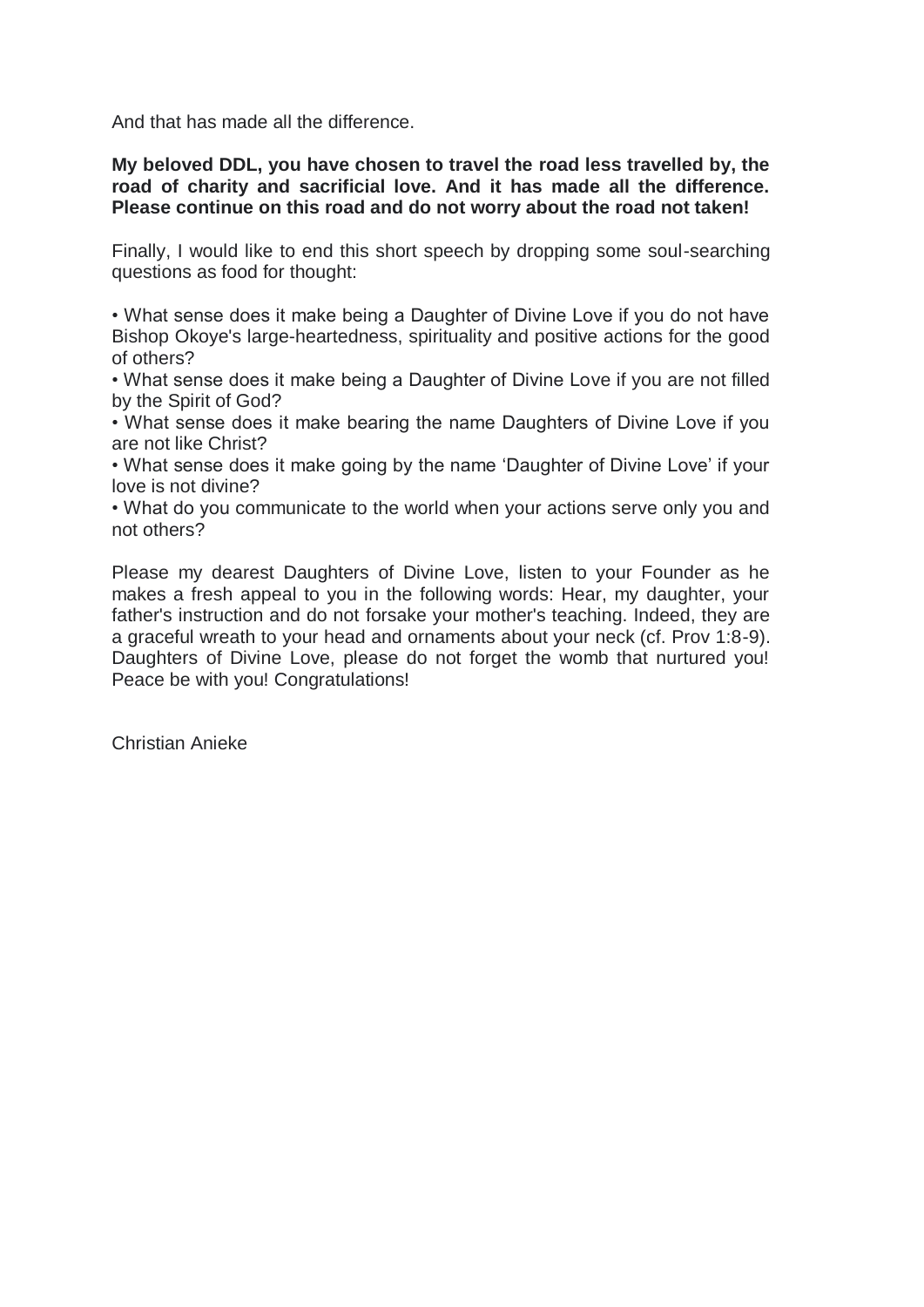And that has made all the difference.

**My beloved DDL, you have chosen to travel the road less travelled by, the road of charity and sacrificial love. And it has made all the difference. Please continue on this road and do not worry about the road not taken!**

Finally, I would like to end this short speech by dropping some soul-searching questions as food for thought:

- What sense does it make being a Daughter of Divine Love if you do not have Bishop Okoye's large-heartedness, spirituality and positive actions for the good of others?
- What sense does it make being a Daughter of Divine Love if you are not filled by the Spirit of God?
- What sense does it make bearing the name Daughters of Divine Love if you are not like Christ?
- What sense does it make going by the name 'Daughter of Divine Love' if your love is not divine?
- What do you communicate to the world when your actions serve only you and not others?

Please my dearest Daughters of Divine Love, listen to your Founder as he makes a fresh appeal to you in the following words: Hear, my daughter, your father's instruction and do not forsake your mother's teaching. Indeed, they are a graceful wreath to your head and ornaments about your neck (cf. Prov 1:8-9). Daughters of Divine Love, please do not forget the womb that nurtured you! Peace be with you! Congratulations!

Christian Anieke